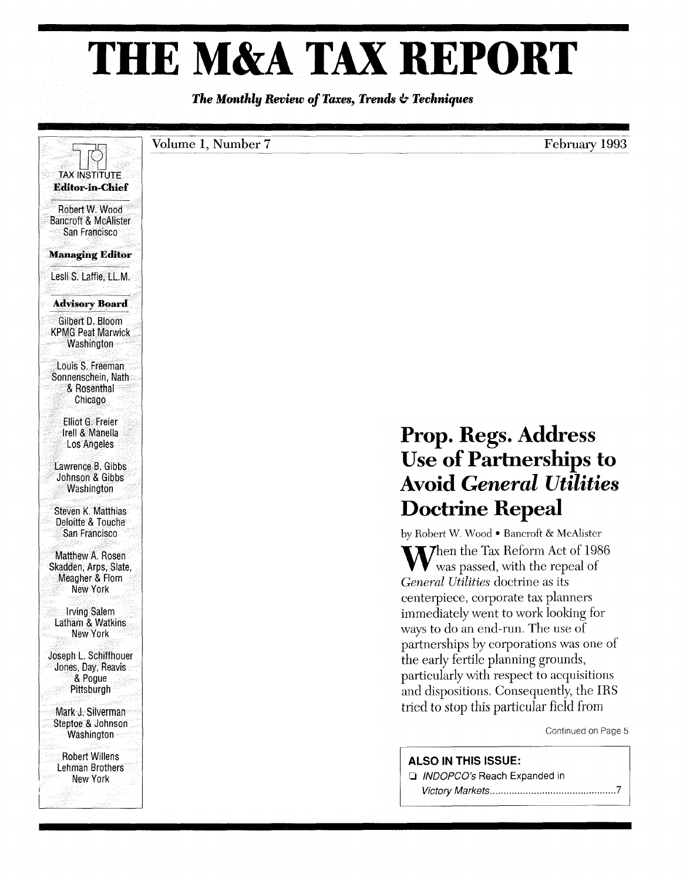# THE M&A TAX REPORT

*The Monthly Review of Taxes, Trends & Techniques*

Volume 1, Number 7 — February 1993

TAX INSTITUTE

**Editor-in-Chief**

Robert W. Wood
Bancroft & McAlister
San Francisco

**Managing Editor**

Lesli S. Laffie, LL.M.

**Advisory Board**

Gilbert D. Bloom
KPMG Peat Marwick
Washington

Louis S. Freeman
Sonnenschein, Nath & Rosenthal
Chicago

Elliot G. Freier
Irell & Manella
Los Angeles

Lawrence B. Gibbs
Johnson & Gibbs
Washington

Steven K. Matthias
Deloitte & Touche
San Francisco

Matthew A. Rosen
Skadden, Arps, Slate, Meagher & Flom
New York

Irving Salem
Latham & Watkins
New York

Joseph L. Schiffhouer
Jones, Day, Reavis & Pogue
Pittsburgh

Mark J. Silverman
Steptoe & Johnson
Washington

Robert Willens
Lehman Brothers
New York

## Prop. Regs. Address Use of Partnerships to Avoid *General Utilities* Doctrine Repeal

by Robert W. Wood • Bancroft & McAlister

When the Tax Reform Act of 1986 was passed, with the repeal of *General Utilities* doctrine as its centerpiece, corporate tax planners immediately went to work looking for ways to do an end-run. The use of partnerships by corporations was one of the early fertile planning grounds, particularly with respect to acquisitions and dispositions. Consequently, the IRS tried to stop this particular field from

Continued on Page 5

**ALSO IN THIS ISSUE:**

- *INDOPCO's* Reach Expanded in *Victory Markets*.......7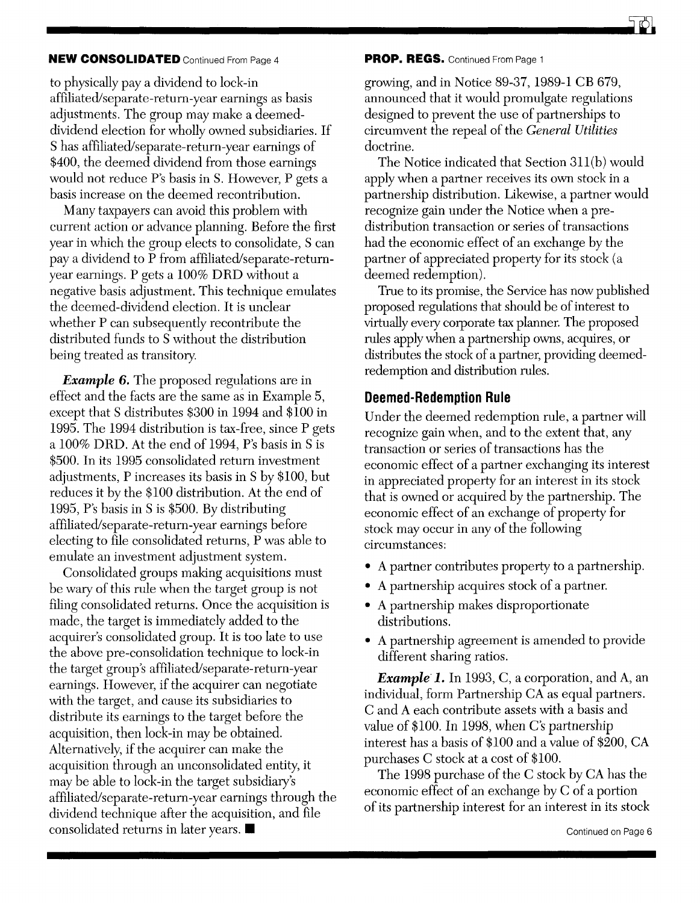**NEW CONSOLIDATED** Continued From Page 4

to physically pay a dividend to lock-in affiliated/separate-return-year earnings as basis adjustments. The group may make a deemed-dividend election for wholly owned subsidiaries. If S has affiliated/separate-return-year earnings of $400, the deemed dividend from those earnings would not reduce P's basis in S. However, P gets a basis increase on the deemed recontribution.

Many taxpayers can avoid this problem with current action or advance planning. Before the first year in which the group elects to consolidate, S can pay a dividend to P from affiliated/separate-return-year earnings. P gets a 100% DRD without a negative basis adjustment. This technique emulates the deemed-dividend election. It is unclear whether P can subsequently recontribute the distributed funds to S without the distribution being treated as transitory.

***Example 6.*** The proposed regulations are in effect and the facts are the same as in Example 5, except that S distributes $300 in 1994 and $100 in 1995. The 1994 distribution is tax-free, since P gets a 100% DRD. At the end of 1994, P's basis in S is $500. In its 1995 consolidated return investment adjustments, P increases its basis in S by $100, but reduces it by the $100 distribution. At the end of 1995, P's basis in S is $500. By distributing affiliated/separate-return-year earnings before electing to file consolidated returns, P was able to emulate an investment adjustment system.

Consolidated groups making acquisitions must be wary of this rule when the target group is not filing consolidated returns. Once the acquisition is made, the target is immediately added to the acquirer's consolidated group. It is too late to use the above pre-consolidation technique to lock-in the target group's affiliated/separate-return-year earnings. However, if the acquirer can negotiate with the target, and cause its subsidiaries to distribute its earnings to the target before the acquisition, then lock-in may be obtained. Alternatively, if the acquirer can make the acquisition through an unconsolidated entity, it may be able to lock-in the target subsidiary's affiliated/separate-return-year earnings through the dividend technique after the acquisition, and file consolidated returns in later years. ■

**PROP. REGS.** Continued From Page 1

growing, and in Notice 89-37, 1989-1 CB 679, announced that it would promulgate regulations designed to prevent the use of partnerships to circumvent the repeal of the *General Utilities* doctrine.

The Notice indicated that Section 311(b) would apply when a partner receives its own stock in a partnership distribution. Likewise, a partner would recognize gain under the Notice when a pre-distribution transaction or series of transactions had the economic effect of an exchange by the partner of appreciated property for its stock (a deemed redemption).

True to its promise, the Service has now published proposed regulations that should be of interest to virtually every corporate tax planner. The proposed rules apply when a partnership owns, acquires, or distributes the stock of a partner, providing deemed-redemption and distribution rules.

## Deemed-Redemption Rule

Under the deemed redemption rule, a partner will recognize gain when, and to the extent that, any transaction or series of transactions has the economic effect of a partner exchanging its interest in appreciated property for an interest in its stock that is owned or acquired by the partnership. The economic effect of an exchange of property for stock may occur in any of the following circumstances:

- A partner contributes property to a partnership.
- A partnership acquires stock of a partner.
- A partnership makes disproportionate distributions.
- A partnership agreement is amended to provide different sharing ratios.

***Example 1.*** In 1993, C, a corporation, and A, an individual, form Partnership CA as equal partners. C and A each contribute assets with a basis and value of $100. In 1998, when C's partnership interest has a basis of $100 and a value of $200, CA purchases C stock at a cost of $100.

The 1998 purchase of the C stock by CA has the economic effect of an exchange by C of a portion of its partnership interest for an interest in its stock

Continued on Page 6